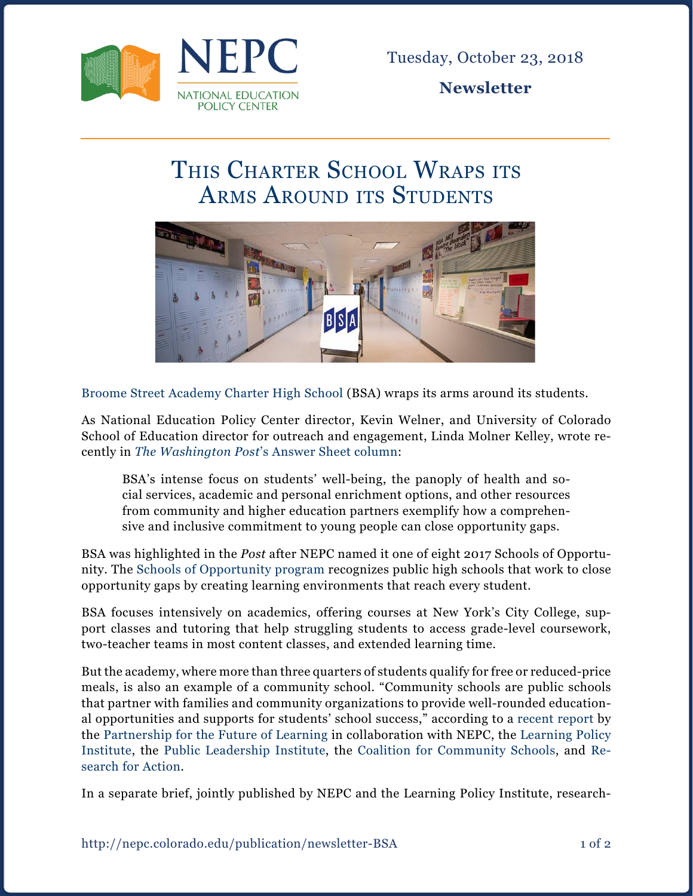NEPC
NATIONAL EDUCATION POLICY CENTER

Tuesday, October 23, 2018

**Newsletter**

# This Charter School Wraps its Arms Around its Students

Broome Street Academy Charter High School (BSA) wraps its arms around its students.

As National Education Policy Center director, Kevin Welner, and University of Colorado School of Education director for outreach and engagement, Linda Molner Kelley, wrote recently in *The Washington Post*'s Answer Sheet column:

> BSA's intense focus on students' well-being, the panoply of health and social services, academic and personal enrichment options, and other resources from community and higher education partners exemplify how a comprehensive and inclusive commitment to young people can close opportunity gaps.

BSA was highlighted in the *Post* after NEPC named it one of eight 2017 Schools of Opportunity. The Schools of Opportunity program recognizes public high schools that work to close opportunity gaps by creating learning environments that reach every student.

BSA focuses intensively on academics, offering courses at New York's City College, support classes and tutoring that help struggling students to access grade-level coursework, two-teacher teams in most content classes, and extended learning time.

But the academy, where more than three quarters of students qualify for free or reduced-price meals, is also an example of a community school. "Community schools are public schools that partner with families and community organizations to provide well-rounded educational opportunities and supports for students' school success," according to a recent report by the Partnership for the Future of Learning in collaboration with NEPC, the Learning Policy Institute, the Public Leadership Institute, the Coalition for Community Schools, and Research for Action.

In a separate brief, jointly published by NEPC and the Learning Policy Institute, research-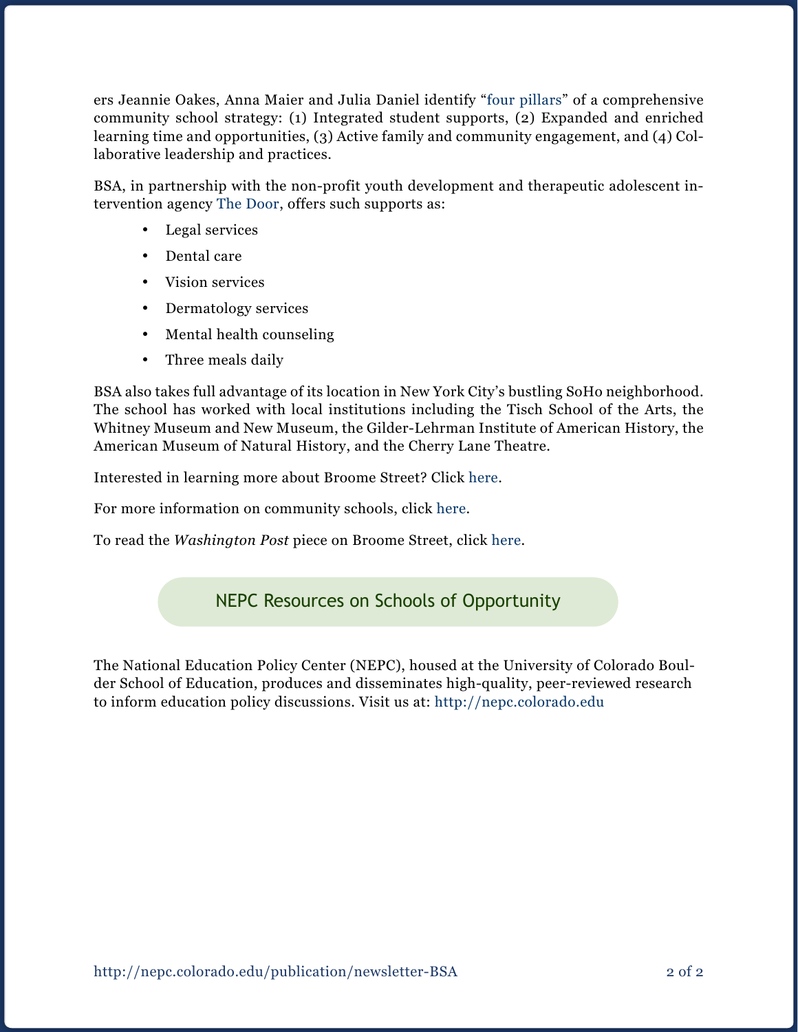ers Jeannie Oakes, Anna Maier and Julia Daniel identify "four pillars" of a comprehensive community school strategy: (1) Integrated student supports, (2) Expanded and enriched learning time and opportunities, (3) Active family and community engagement, and (4) Collaborative leadership and practices.

BSA, in partnership with the non-profit youth development and therapeutic adolescent intervention agency The Door, offers such supports as:

- Legal services
- Dental care
- Vision services
- Dermatology services
- Mental health counseling
- Three meals daily

BSA also takes full advantage of its location in New York City's bustling SoHo neighborhood. The school has worked with local institutions including the Tisch School of the Arts, the Whitney Museum and New Museum, the Gilder-Lehrman Institute of American History, the American Museum of Natural History, and the Cherry Lane Theatre.

Interested in learning more about Broome Street? Click here.

For more information on community schools, click here.

To read the *Washington Post* piece on Broome Street, click here.

## NEPC Resources on Schools of Opportunity

The National Education Policy Center (NEPC), housed at the University of Colorado Boulder School of Education, produces and disseminates high-quality, peer-reviewed research to inform education policy discussions. Visit us at: http://nepc.colorado.edu